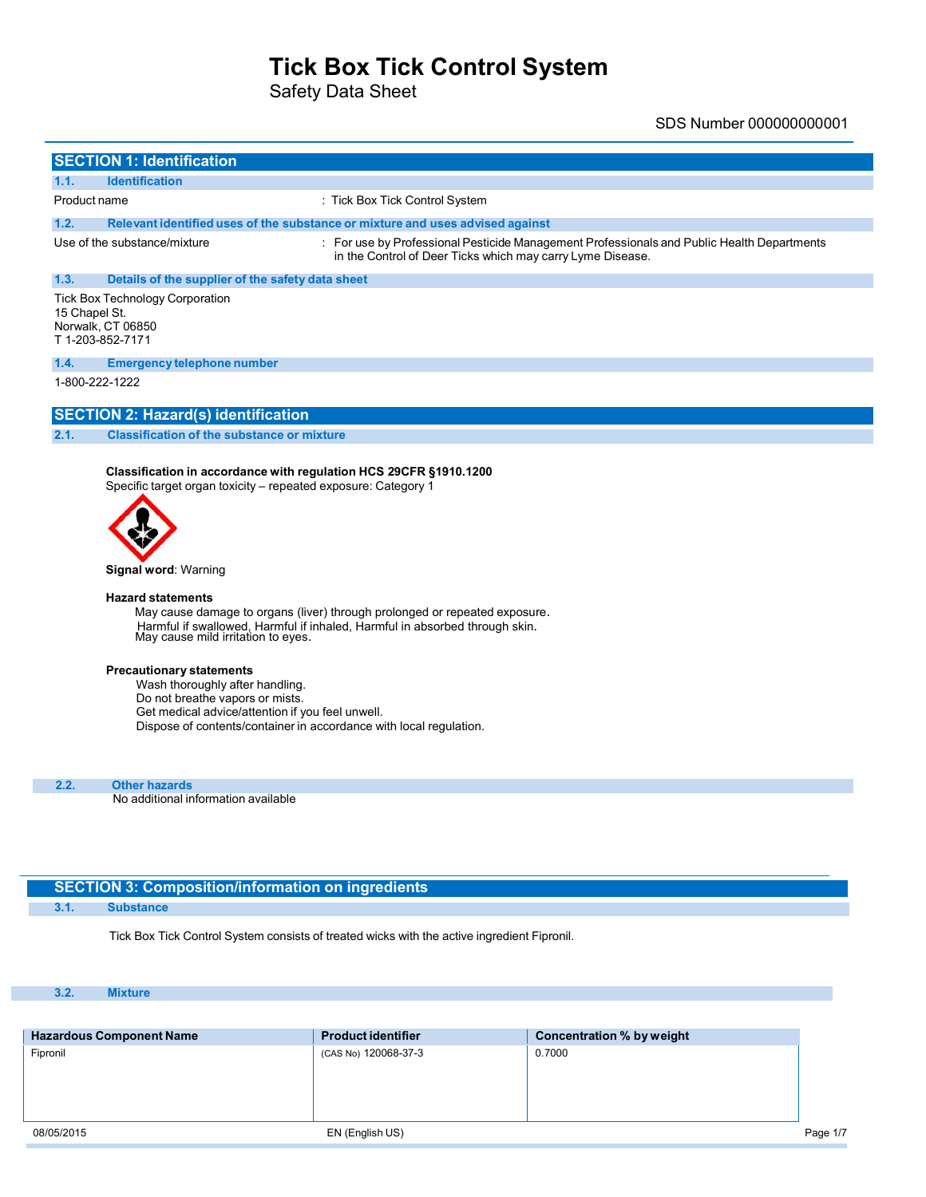# Tick Box Tick Control System

Safety Data Sheet

SDS Number 000000000001

## SECTION 1: Identification

### 1.1. Identification

Product name : Tick Box Tick Control System

### 1.2. Relevant identified uses of the substance or mixture and uses advised against

Use of the substance/mixture : For use by Professional Pesticide Management Professionals and Public Health Departments in the Control of Deer Ticks which may carry Lyme Disease.

### 1.3. Details of the supplier of the safety data sheet

Tick Box Technology Corporation
15 Chapel St.
Norwalk, CT 06850
T 1-203-852-7171

### 1.4. Emergency telephone number

1-800-222-1222

## SECTION 2: Hazard(s) identification

### 2.1. Classification of the substance or mixture

**Classification in accordance with regulation HCS 29CFR §1910.1200**
Specific target organ toxicity – repeated exposure: Category 1

**Signal word**: Warning

**Hazard statements**

May cause damage to organs (liver) through prolonged or repeated exposure.
Harmful if swallowed, Harmful if inhaled, Harmful in absorbed through skin.
May cause mild irritation to eyes.

**Precautionary statements**

Wash thoroughly after handling.
Do not breathe vapors or mists.
Get medical advice/attention if you feel unwell.
Dispose of contents/container in accordance with local regulation.

### 2.2. Other hazards

No additional information available

## SECTION 3: Composition/information on ingredients

### 3.1. Substance

Tick Box Tick Control System consists of treated wicks with the active ingredient Fipronil.

### 3.2. Mixture

| Hazardous Component Name | Product identifier | Concentration % by weight |
|---|---|---|
| Fipronil | (CAS No) 120068-37-3 | 0.7000 |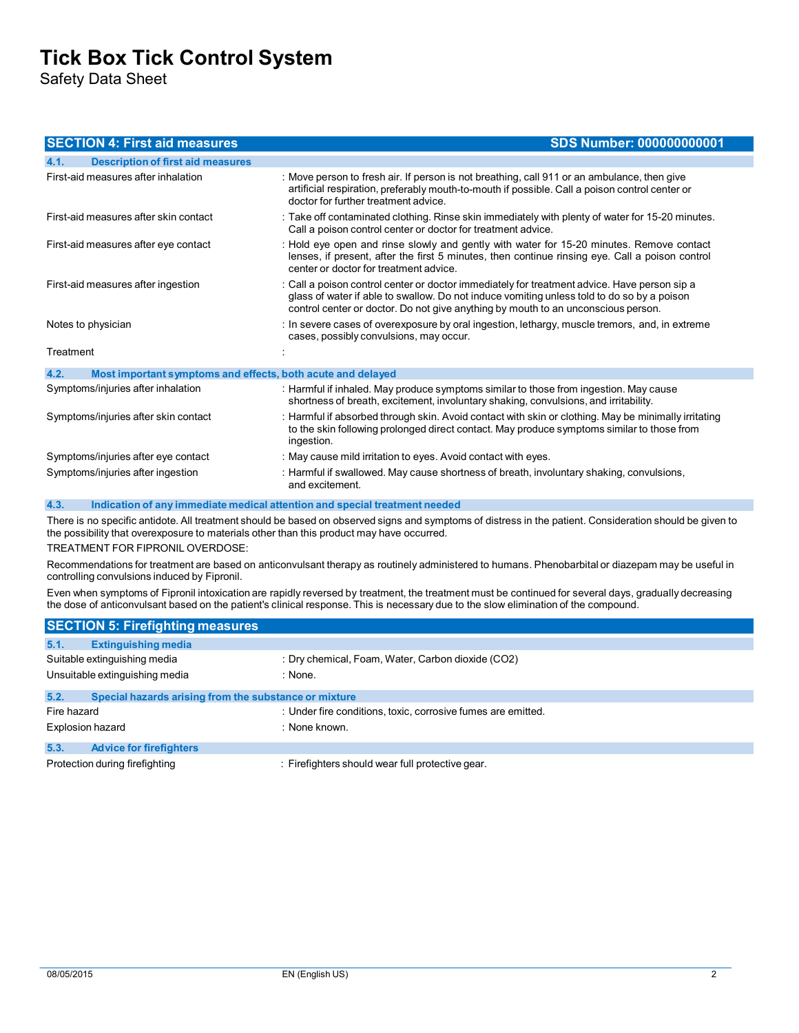## SECTION 4: First aid measures

SDS Number: 000000000001

### 4.1. Description of first aid measures

| | |
|---|---|
| First-aid measures after inhalation | : Move person to fresh air. If person is not breathing, call 911 or an ambulance, then give artificial respiration, preferably mouth-to-mouth if possible. Call a poison control center or doctor for further treatment advice. |
| First-aid measures after skin contact | : Take off contaminated clothing. Rinse skin immediately with plenty of water for 15-20 minutes. Call a poison control center or doctor for treatment advice. |
| First-aid measures after eye contact | : Hold eye open and rinse slowly and gently with water for 15-20 minutes. Remove contact lenses, if present, after the first 5 minutes, then continue rinsing eye. Call a poison control center or doctor for treatment advice. |
| First-aid measures after ingestion | : Call a poison control center or doctor immediately for treatment advice. Have person sip a glass of water if able to swallow. Do not induce vomiting unless told to do so by a poison control center or doctor. Do not give anything by mouth to an unconscious person. |
| Notes to physician | : In severe cases of overexposure by oral ingestion, lethargy, muscle tremors, and, in extreme cases, possibly convulsions, may occur. |
| Treatment | : |

### 4.2. Most important symptoms and effects, both acute and delayed

| | |
|---|---|
| Symptoms/injuries after inhalation | : Harmful if inhaled. May produce symptoms similar to those from ingestion. May cause shortness of breath, excitement, involuntary shaking, convulsions, and irritability. |
| Symptoms/injuries after skin contact | : Harmful if absorbed through skin. Avoid contact with skin or clothing. May be minimally irritating to the skin following prolonged direct contact. May produce symptoms similar to those from ingestion. |
| Symptoms/injuries after eye contact | : May cause mild irritation to eyes. Avoid contact with eyes. |
| Symptoms/injuries after ingestion | : Harmful if swallowed. May cause shortness of breath, involuntary shaking, convulsions, and excitement. |

### 4.3. Indication of any immediate medical attention and special treatment needed

There is no specific antidote. All treatment should be based on observed signs and symptoms of distress in the patient. Consideration should be given to the possibility that overexposure to materials other than this product may have occurred.

TREATMENT FOR FIPRONIL OVERDOSE:

Recommendations for treatment are based on anticonvulsant therapy as routinely administered to humans. Phenobarbital or diazepam may be useful in controlling convulsions induced by Fipronil.

Even when symptoms of Fipronil intoxication are rapidly reversed by treatment, the treatment must be continued for several days, gradually decreasing the dose of anticonvulsant based on the patient's clinical response. This is necessary due to the slow elimination of the compound.

## SECTION 5: Firefighting measures

### 5.1. Extinguishing media

| | |
|---|---|
| Suitable extinguishing media | : Dry chemical, Foam, Water, Carbon dioxide ($CO_2$) |
| Unsuitable extinguishing media | : None. |

### 5.2. Special hazards arising from the substance or mixture

| | |
|---|---|
| Fire hazard | : Under fire conditions, toxic, corrosive fumes are emitted. |
| Explosion hazard | : None known. |

### 5.3. Advice for firefighters

| | |
|---|---|
| Protection during firefighting | : Firefighters should wear full protective gear. |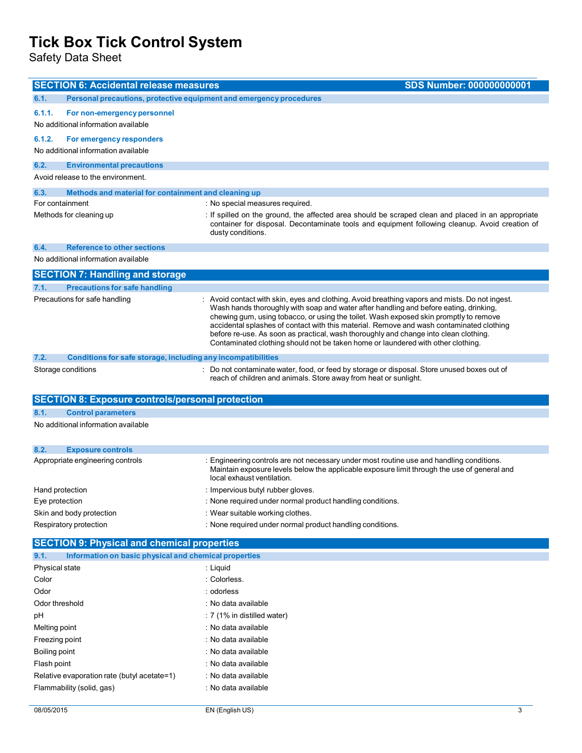## SECTION 6: Accidental release measures

SDS Number: 000000000001

### 6.1. Personal precautions, protective equipment and emergency procedures

#### 6.1.1. For non-emergency personnel

No additional information available

#### 6.1.2. For emergency responders

No additional information available

### 6.2. Environmental precautions

Avoid release to the environment.

### 6.3. Methods and material for containment and cleaning up

| | |
|---|---|
| For containment | : No special measures required. |
| Methods for cleaning up | : If spilled on the ground, the affected area should be scraped clean and placed in an appropriate container for disposal. Decontaminate tools and equipment following cleanup. Avoid creation of dusty conditions. |

### 6.4. Reference to other sections

No additional information available

## SECTION 7: Handling and storage

### 7.1. Precautions for safe handling

| | |
|---|---|
| Precautions for safe handling | : Avoid contact with skin, eyes and clothing. Avoid breathing vapors and mists. Do not ingest. Wash hands thoroughly with soap and water after handling and before eating, drinking, chewing gum, using tobacco, or using the toilet. Wash exposed skin promptly to remove accidental splashes of contact with this material. Remove and wash contaminated clothing before re-use. As soon as practical, wash thoroughly and change into clean clothing. Contaminated clothing should not be taken home or laundered with other clothing. |

### 7.2. Conditions for safe storage, including any incompatibilities

| | |
|---|---|
| Storage conditions | : Do not contaminate water, food, or feed by storage or disposal. Store unused boxes out of reach of children and animals. Store away from heat or sunlight. |

## SECTION 8: Exposure controls/personal protection

### 8.1. Control parameters

No additional information available

### 8.2. Exposure controls

| | |
|---|---|
| Appropriate engineering controls | : Engineering controls are not necessary under most routine use and handling conditions. Maintain exposure levels below the applicable exposure limit through the use of general and local exhaust ventilation. |
| Hand protection | : Impervious butyl rubber gloves. |
| Eye protection | : None required under normal product handling conditions. |
| Skin and body protection | : Wear suitable working clothes. |
| Respiratory protection | : None required under normal product handling conditions. |

## SECTION 9: Physical and chemical properties

### 9.1. Information on basic physical and chemical properties

| | |
|---|---|
| Physical state | : Liquid |
| Color | : Colorless. |
| Odor | : odorless |
| Odor threshold | : No data available |
| pH | : 7 (1% in distilled water) |
| Melting point | : No data available |
| Freezing point | : No data available |
| Boiling point | : No data available |
| Flash point | : No data available |
| Relative evaporation rate (butyl acetate=1) | : No data available |
| Flammability (solid, gas) | : No data available |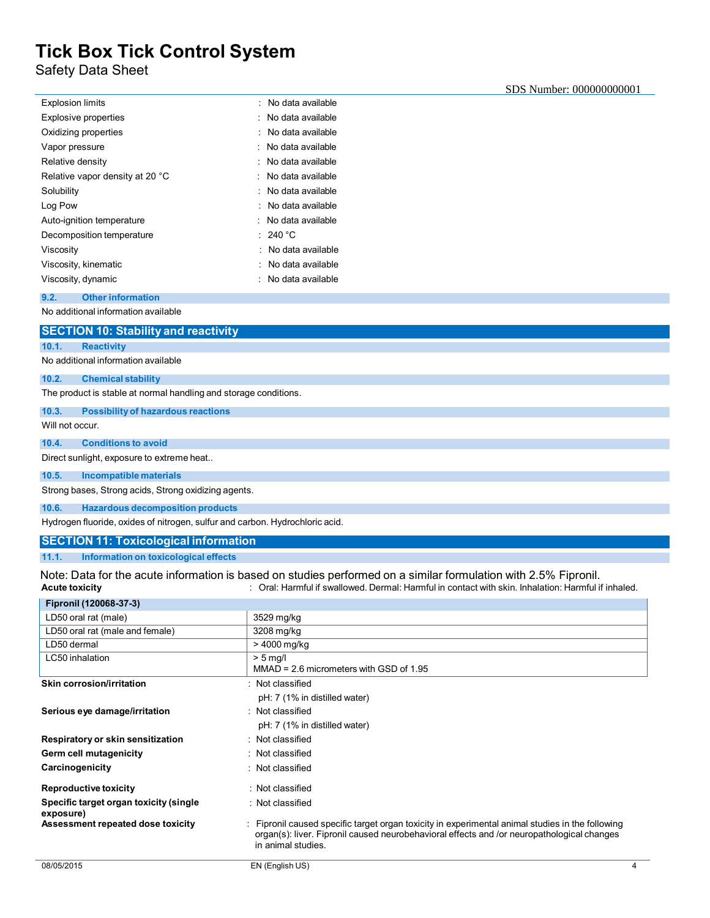| | |
|---|---|
| Explosion limits | : No data available |
| Explosive properties | : No data available |
| Oxidizing properties | : No data available |
| Vapor pressure | : No data available |
| Relative density | : No data available |
| Relative vapor density at 20 °C | : No data available |
| Solubility | : No data available |
| Log Pow | : No data available |
| Auto-ignition temperature | : No data available |
| Decomposition temperature | : 240 °C |
| Viscosity | : No data available |
| Viscosity, kinematic | : No data available |
| Viscosity, dynamic | : No data available |

### 9.2. Other information

No additional information available

## SECTION 10: Stability and reactivity

### 10.1. Reactivity

No additional information available

### 10.2. Chemical stability

The product is stable at normal handling and storage conditions.

### 10.3. Possibility of hazardous reactions

Will not occur.

### 10.4. Conditions to avoid

Direct sunlight, exposure to extreme heat..

### 10.5. Incompatible materials

Strong bases, Strong acids, Strong oxidizing agents.

### 10.6. Hazardous decomposition products

Hydrogen fluoride, oxides of nitrogen, sulfur and carbon. Hydrochloric acid.

## SECTION 11: Toxicological information

### 11.1. Information on toxicological effects

Note: Data for the acute information is based on studies performed on a similar formulation with 2.5% Fipronil.

**Acute toxicity** : Oral: Harmful if swallowed. Dermal: Harmful in contact with skin. Inhalation: Harmful if inhaled.

| Fipronil (120068-37-3) | |
|---|---|
| LD50 oral rat (male) | 3529 mg/kg |
| LD50 oral rat (male and female) | 3208 mg/kg |
| LD50 dermal | > 4000 mg/kg |
| LC50 inhalation | > 5 mg/l<br>MMAD = 2.6 micrometers with GSD of 1.95 |

**Skin corrosion/irritation** : Not classified

pH: 7 (1% in distilled water)

**Serious eye damage/irritation** : Not classified

pH: 7 (1% in distilled water)

**Respiratory or skin sensitization** : Not classified

**Germ cell mutagenicity** : Not classified

**Carcinogenicity** : Not classified

**Reproductive toxicity** : Not classified

**Specific target organ toxicity (single exposure)** : Not classified

**Assessment repeated dose toxicity** : Fipronil caused specific target organ toxicity in experimental animal studies in the following organ(s): liver. Fipronil caused neurobehavioral effects and /or neuropathological changes in animal studies.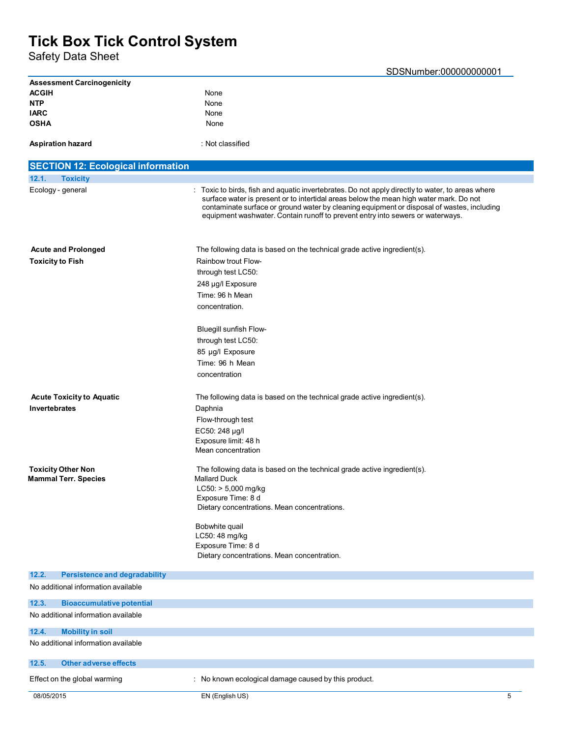**Assessment Carcinogenicity**

| | |
|---|---|
| **ACGIH** | None |
| **NTP** | None |
| **IARC** | None |
| **OSHA** | None |

**Aspiration hazard** : Not classified

## SECTION 12: Ecological information

### 12.1. Toxicity

Ecology - general : Toxic to birds, fish and aquatic invertebrates. Do not apply directly to water, to areas where surface water is present or to intertidal areas below the mean high water mark. Do not contaminate surface or ground water by cleaning equipment or disposal of wastes, including equipment washwater. Contain runoff to prevent entry into sewers or waterways.

**Acute and Prolonged Toxicity to Fish**

The following data is based on the technical grade active ingredient(s).

Rainbow trout Flow-through test LC50: 248 µg/l Exposure Time: 96 h Mean concentration.

Bluegill sunfish Flow-through test LC50: 85 µg/l Exposure Time: 96 h Mean concentration

**Acute Toxicity to Aquatic Invertebrates**

The following data is based on the technical grade active ingredient(s).

Daphnia
Flow-through test
EC50: 248 µg/l
Exposure limit: 48 h
Mean concentration

**Toxicity Other Non Mammal Terr. Species**

The following data is based on the technical grade active ingredient(s).

Mallard Duck
LC50: > 5,000 mg/kg
Exposure Time: 8 d
Dietary concentrations. Mean concentrations.

Bobwhite quail
LC50: 48 mg/kg
Exposure Time: 8 d
Dietary concentrations. Mean concentration.

### 12.2. Persistence and degradability

No additional information available

### 12.3. Bioaccumulative potential

No additional information available

### 12.4. Mobility in soil

No additional information available

### 12.5. Other adverse effects

Effect on the global warming : No known ecological damage caused by this product.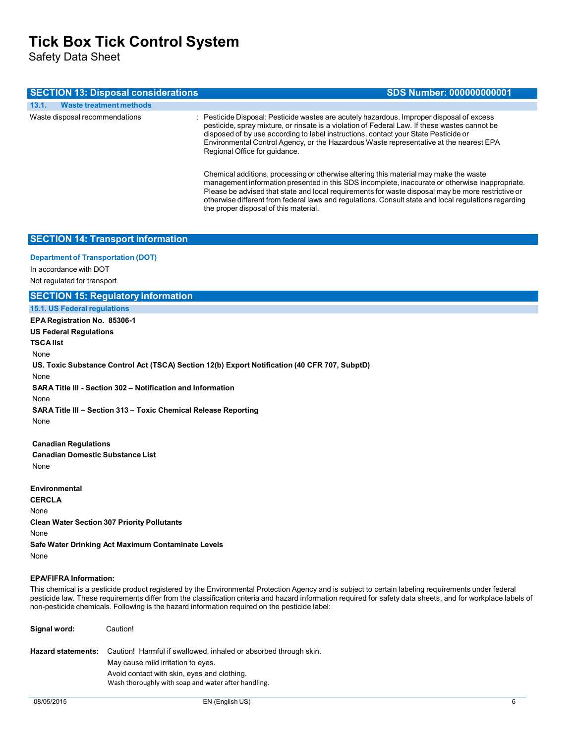## SECTION 13: Disposal considerations — SDS Number: 000000000001

### 13.1. Waste treatment methods

Waste disposal recommendations : Pesticide Disposal: Pesticide wastes are acutely hazardous. Improper disposal of excess pesticide, spray mixture, or rinsate is a violation of Federal Law. If these wastes cannot be disposed of by use according to label instructions, contact your State Pesticide or Environmental Control Agency, or the Hazardous Waste representative at the nearest EPA Regional Office for guidance.

Chemical additions, processing or otherwise altering this material may make the waste management information presented in this SDS incomplete, inaccurate or otherwise inappropriate. Please be advised that state and local requirements for waste disposal may be more restrictive or otherwise different from federal laws and regulations. Consult state and local regulations regarding the proper disposal of this material.

## SECTION 14: Transport information

**Department of Transportation (DOT)**

In accordance with DOT

Not regulated for transport

## SECTION 15: Regulatory information

### 15.1. US Federal regulations

**EPA Registration No. 85306-1**

**US Federal Regulations**

**TSCA list**

None

**US. Toxic Substance Control Act (TSCA) Section 12(b) Export Notification (40 CFR 707, SubptD)**

None

**SARA Title III - Section 302 – Notification and Information**

None

**SARA Title III – Section 313 – Toxic Chemical Release Reporting**

None

**Canadian Regulations**

**Canadian Domestic Substance List**

None

**Environmental**

**CERCLA**

None

**Clean Water Section 307 Priority Pollutants**

None

**Safe Water Drinking Act Maximum Contaminate Levels**

None

**EPA/FIFRA Information:**

This chemical is a pesticide product registered by the Environmental Protection Agency and is subject to certain labeling requirements under federal pesticide law. These requirements differ from the classification criteria and hazard information required for safety data sheets, and for workplace labels of non-pesticide chemicals. Following is the hazard information required on the pesticide label:

**Signal word:** Caution!

**Hazard statements:** Caution! Harmful if swallowed, inhaled or absorbed through skin.
May cause mild irritation to eyes.
Avoid contact with skin, eyes and clothing.
Wash thoroughly with soap and water after handling.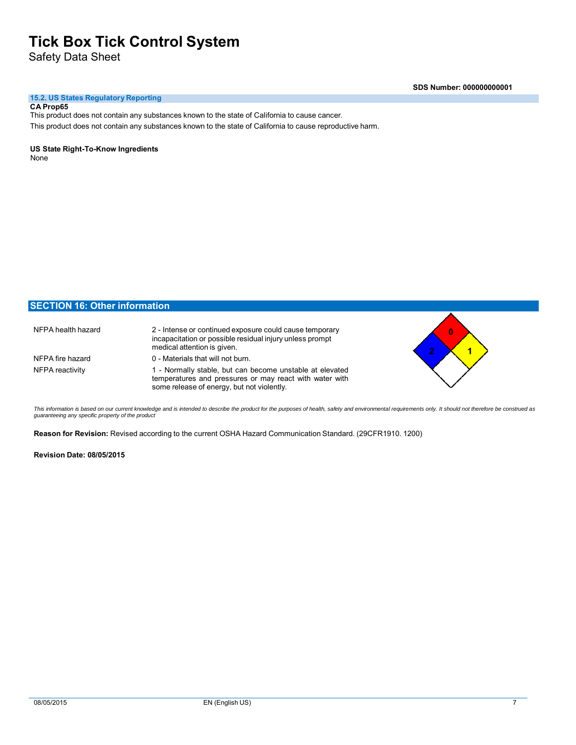**SDS Number: 000000000001**

### 15.2. US States Regulatory Reporting

**CA Prop65**

This product does not contain any substances known to the state of California to cause cancer.

This product does not contain any substances known to the state of California to cause reproductive harm.

**US State Right-To-Know Ingredients**

None

## SECTION 16: Other information

| | |
|---|---|
| NFPA health hazard | 2 - Intense or continued exposure could cause temporary incapacitation or possible residual injury unless prompt medical attention is given. |
| NFPA fire hazard | 0 - Materials that will not burn. |
| NFPA reactivity | 1 - Normally stable, but can become unstable at elevated temperatures and pressures or may react with water with some release of energy, but not violently. |

0
2
1

*This information is based on our current knowledge and is intended to describe the product for the purposes of health, safety and environmental requirements only. It should not therefore be construed as guaranteeing any specific property of the product*

**Reason for Revision:** Revised according to the current OSHA Hazard Communication Standard. (29CFR1910. 1200)

**Revision Date: 08/05/2015**